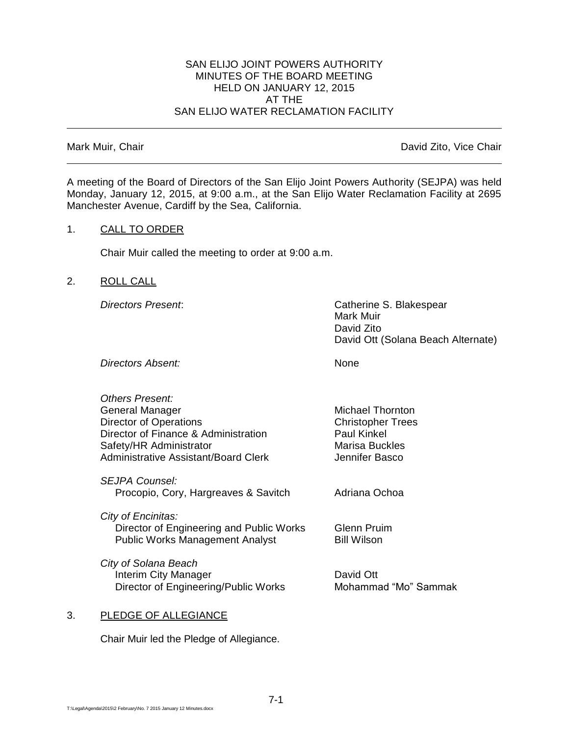SAN ELIJO JOINT POWERS AUTHORITY
MINUTES OF THE BOARD MEETING
HELD ON JANUARY 12, 2015
AT THE
SAN ELIJO WATER RECLAMATION FACILITY

---

Mark Muir, Chair David Zito, Vice Chair

---

A meeting of the Board of Directors of the San Elijo Joint Powers Authority (SEJPA) was held Monday, January 12, 2015, at 9:00 a.m., at the San Elijo Water Reclamation Facility at 2695 Manchester Avenue, Cardiff by the Sea, California.

1. CALL TO ORDER

   Chair Muir called the meeting to order at 9:00 a.m.

2. ROLL CALL

| | |
|---|---|
| *Directors Present*: | Catherine S. Blakespear<br>Mark Muir<br>David Zito<br>David Ott (Solana Beach Alternate) |
| *Directors Absent:* | None |
| *Others Present:* | |
| General Manager | Michael Thornton |
| Director of Operations | Christopher Trees |
| Director of Finance & Administration | Paul Kinkel |
| Safety/HR Administrator | Marisa Buckles |
| Administrative Assistant/Board Clerk | Jennifer Basco |
| *SEJPA Counsel:* | |
| Procopio, Cory, Hargreaves & Savitch | Adriana Ochoa |
| *City of Encinitas:* | |
| Director of Engineering and Public Works | Glenn Pruim |
| Public Works Management Analyst | Bill Wilson |
| *City of Solana Beach* | |
| Interim City Manager | David Ott |
| Director of Engineering/Public Works | Mohammad "Mo" Sammak |

3. PLEDGE OF ALLEGIANCE

   Chair Muir led the Pledge of Allegiance.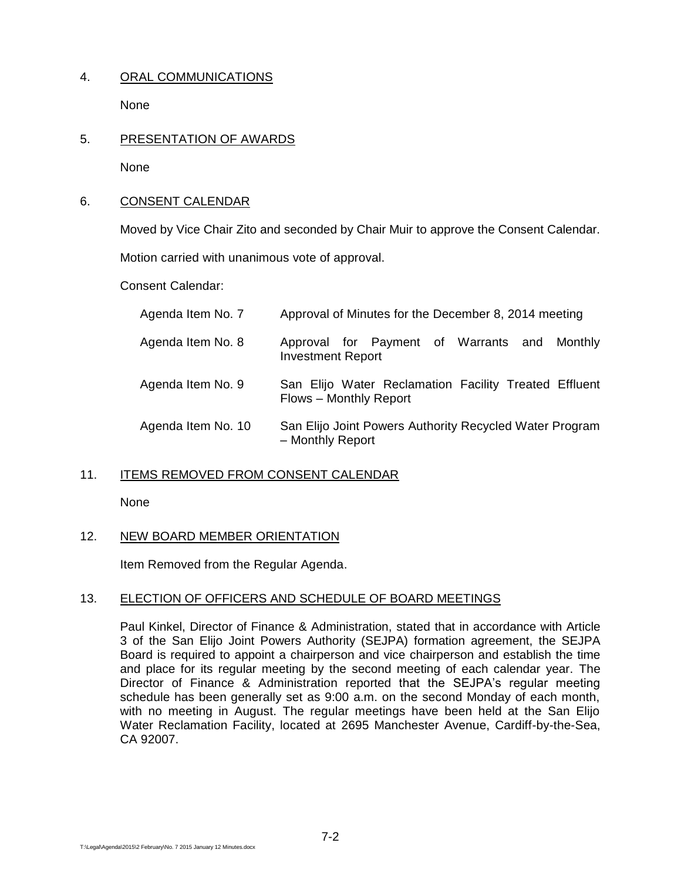4. ORAL COMMUNICATIONS

None

5. PRESENTATION OF AWARDS

None

6. CONSENT CALENDAR

Moved by Vice Chair Zito and seconded by Chair Muir to approve the Consent Calendar.

Motion carried with unanimous vote of approval.

Consent Calendar:

| | |
|---|---|
| Agenda Item No. 7 | Approval of Minutes for the December 8, 2014 meeting |
| Agenda Item No. 8 | Approval for Payment of Warrants and Monthly Investment Report |
| Agenda Item No. 9 | San Elijo Water Reclamation Facility Treated Effluent Flows – Monthly Report |
| Agenda Item No. 10 | San Elijo Joint Powers Authority Recycled Water Program – Monthly Report |

11. ITEMS REMOVED FROM CONSENT CALENDAR

None

12. NEW BOARD MEMBER ORIENTATION

Item Removed from the Regular Agenda.

13. ELECTION OF OFFICERS AND SCHEDULE OF BOARD MEETINGS

Paul Kinkel, Director of Finance & Administration, stated that in accordance with Article 3 of the San Elijo Joint Powers Authority (SEJPA) formation agreement, the SEJPA Board is required to appoint a chairperson and vice chairperson and establish the time and place for its regular meeting by the second meeting of each calendar year. The Director of Finance & Administration reported that the SEJPA's regular meeting schedule has been generally set as 9:00 a.m. on the second Monday of each month, with no meeting in August. The regular meetings have been held at the San Elijo Water Reclamation Facility, located at 2695 Manchester Avenue, Cardiff-by-the-Sea, CA 92007.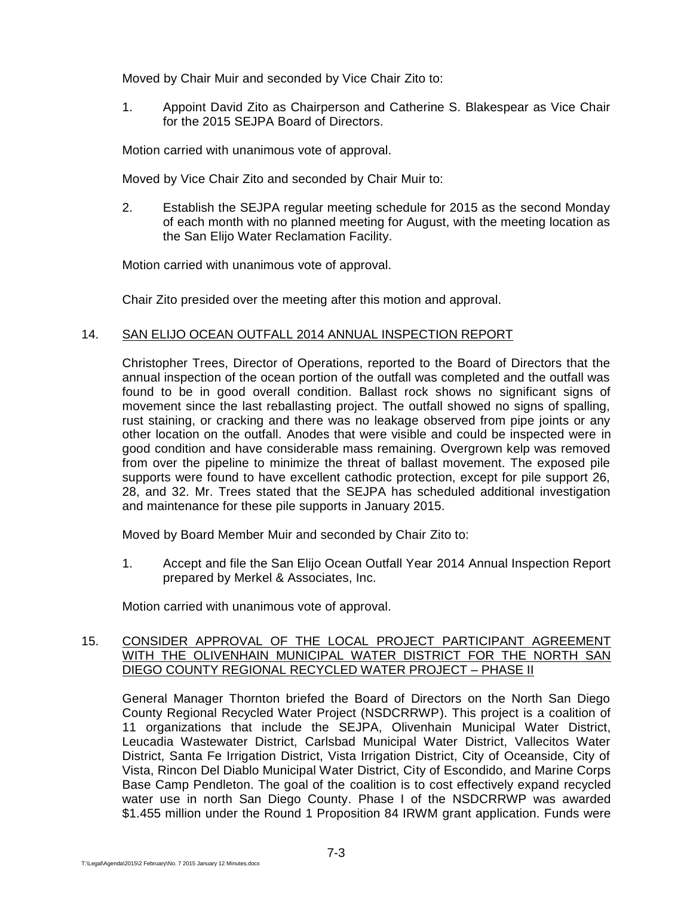Moved by Chair Muir and seconded by Vice Chair Zito to:

1. Appoint David Zito as Chairperson and Catherine S. Blakespear as Vice Chair for the 2015 SEJPA Board of Directors.

Motion carried with unanimous vote of approval.

Moved by Vice Chair Zito and seconded by Chair Muir to:

2. Establish the SEJPA regular meeting schedule for 2015 as the second Monday of each month with no planned meeting for August, with the meeting location as the San Elijo Water Reclamation Facility.

Motion carried with unanimous vote of approval.

Chair Zito presided over the meeting after this motion and approval.

14. SAN ELIJO OCEAN OUTFALL 2014 ANNUAL INSPECTION REPORT

Christopher Trees, Director of Operations, reported to the Board of Directors that the annual inspection of the ocean portion of the outfall was completed and the outfall was found to be in good overall condition. Ballast rock shows no significant signs of movement since the last reballasting project. The outfall showed no signs of spalling, rust staining, or cracking and there was no leakage observed from pipe joints or any other location on the outfall. Anodes that were visible and could be inspected were in good condition and have considerable mass remaining. Overgrown kelp was removed from over the pipeline to minimize the threat of ballast movement. The exposed pile supports were found to have excellent cathodic protection, except for pile support 26, 28, and 32. Mr. Trees stated that the SEJPA has scheduled additional investigation and maintenance for these pile supports in January 2015.

Moved by Board Member Muir and seconded by Chair Zito to:

1. Accept and file the San Elijo Ocean Outfall Year 2014 Annual Inspection Report prepared by Merkel & Associates, Inc.

Motion carried with unanimous vote of approval.

15. CONSIDER APPROVAL OF THE LOCAL PROJECT PARTICIPANT AGREEMENT WITH THE OLIVENHAIN MUNICIPAL WATER DISTRICT FOR THE NORTH SAN DIEGO COUNTY REGIONAL RECYCLED WATER PROJECT – PHASE II

General Manager Thornton briefed the Board of Directors on the North San Diego County Regional Recycled Water Project (NSDCRRWP). This project is a coalition of 11 organizations that include the SEJPA, Olivenhain Municipal Water District, Leucadia Wastewater District, Carlsbad Municipal Water District, Vallecitos Water District, Santa Fe Irrigation District, Vista Irrigation District, City of Oceanside, City of Vista, Rincon Del Diablo Municipal Water District, City of Escondido, and Marine Corps Base Camp Pendleton. The goal of the coalition is to cost effectively expand recycled water use in north San Diego County. Phase I of the NSDCRRWP was awarded $1.455 million under the Round 1 Proposition 84 IRWM grant application. Funds were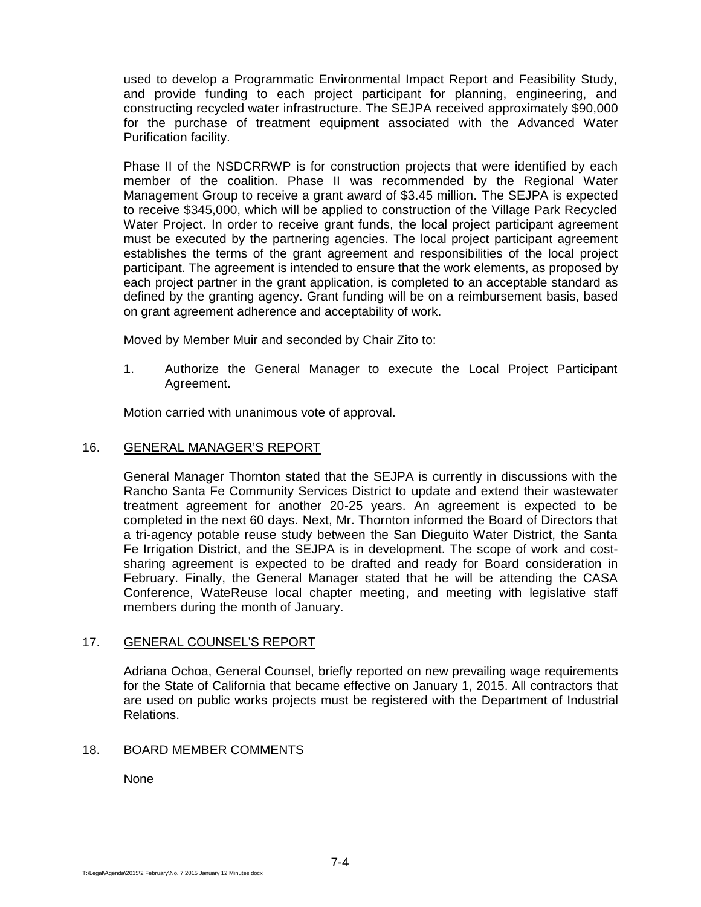used to develop a Programmatic Environmental Impact Report and Feasibility Study, and provide funding to each project participant for planning, engineering, and constructing recycled water infrastructure. The SEJPA received approximately $90,000 for the purchase of treatment equipment associated with the Advanced Water Purification facility.

Phase II of the NSDCRRWP is for construction projects that were identified by each member of the coalition. Phase II was recommended by the Regional Water Management Group to receive a grant award of $3.45 million. The SEJPA is expected to receive $345,000, which will be applied to construction of the Village Park Recycled Water Project. In order to receive grant funds, the local project participant agreement must be executed by the partnering agencies. The local project participant agreement establishes the terms of the grant agreement and responsibilities of the local project participant. The agreement is intended to ensure that the work elements, as proposed by each project partner in the grant application, is completed to an acceptable standard as defined by the granting agency. Grant funding will be on a reimbursement basis, based on grant agreement adherence and acceptability of work.

Moved by Member Muir and seconded by Chair Zito to:

1. Authorize the General Manager to execute the Local Project Participant Agreement.

Motion carried with unanimous vote of approval.

16. <u>GENERAL MANAGER'S REPORT</u>

General Manager Thornton stated that the SEJPA is currently in discussions with the Rancho Santa Fe Community Services District to update and extend their wastewater treatment agreement for another 20-25 years. An agreement is expected to be completed in the next 60 days. Next, Mr. Thornton informed the Board of Directors that a tri-agency potable reuse study between the San Dieguito Water District, the Santa Fe Irrigation District, and the SEJPA is in development. The scope of work and cost-sharing agreement is expected to be drafted and ready for Board consideration in February. Finally, the General Manager stated that he will be attending the CASA Conference, WateReuse local chapter meeting, and meeting with legislative staff members during the month of January.

17. <u>GENERAL COUNSEL'S REPORT</u>

Adriana Ochoa, General Counsel, briefly reported on new prevailing wage requirements for the State of California that became effective on January 1, 2015. All contractors that are used on public works projects must be registered with the Department of Industrial Relations.

18. <u>BOARD MEMBER COMMENTS</u>

None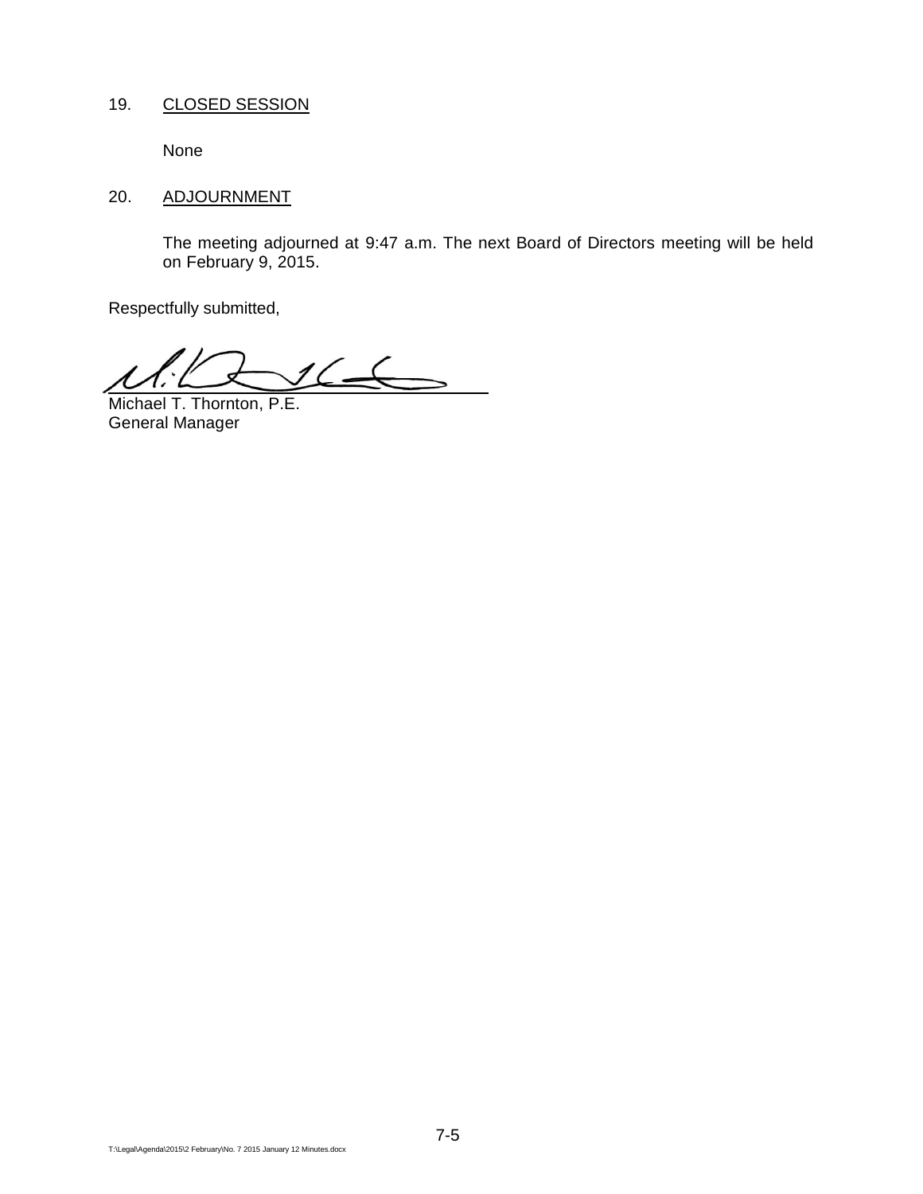19. CLOSED SESSION

None

20. ADJOURNMENT

The meeting adjourned at 9:47 a.m. The next Board of Directors meeting will be held on February 9, 2015.

Respectfully submitted,

Michael T. Thornton, P.E.
General Manager

T:\Legal\Agenda\2015\2 February\No. 7 2015 January 12 Minutes.docx